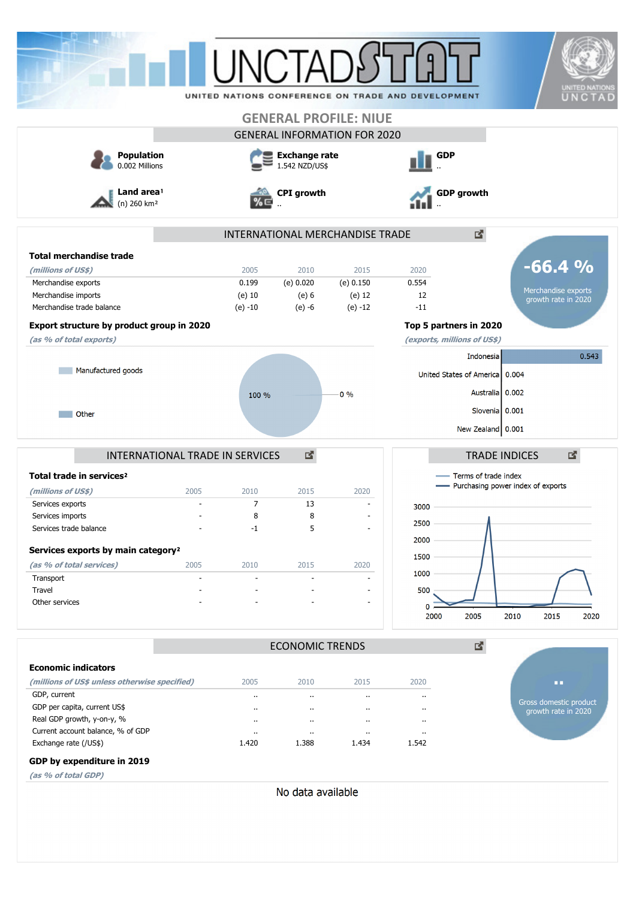# GENERAL PROFILE: NIUE

## GENERAL INFORMATION FOR 2020

**Population**
0.002 Millions

**Exchange rate**
1.542 NZD/US$

**GDP**
..

**Land area**[1]
(n) 260 km²

**CPI growth**
..

**GDP growth**
..

## INTERNATIONAL MERCHANDISE TRADE

**Total merchandise trade**

| *(millions of US$)* | 2005 | 2010 | 2015 | 2020 |
|---|---|---|---|---|
| Merchandise exports | 0.199 | (e) 0.020 | (e) 0.150 | 0.554 |
| Merchandise imports | (e) 10 | (e) 6 | (e) 12 | 12 |
| Merchandise trade balance | (e) -10 | (e) -6 | (e) -12 | -11 |

**-66.4 %**
Merchandise exports growth rate in 2020

**Export structure by product group in 2020**

*(as % of total exports)*

- Manufactured goods: 100 %
- Other: 0 %

**Top 5 partners in 2020**

*(exports, millions of US$)*

| Partner | Value |
|---|---|
| Indonesia | 0.543 |
| United States of America | 0.004 |
| Australia | 0.002 |
| Slovenia | 0.001 |
| New Zealand | 0.001 |

## INTERNATIONAL TRADE IN SERVICES

**Total trade in services**[2]

| *(millions of US$)* | 2005 | 2010 | 2015 | 2020 |
|---|---|---|---|---|
| Services exports | - | 7 | 13 | - |
| Services imports | - | 8 | 8 | - |
| Services trade balance | - | -1 | 5 | - |

**Services exports by main category**[2]

| *(as % of total services)* | 2005 | 2010 | 2015 | 2020 |
|---|---|---|---|---|
| Transport | - | - | - | - |
| Travel | - | - | - | - |
| Other services | - | - | - | - |

## TRADE INDICES

- Terms of trade index
- Purchasing power index of exports

## ECONOMIC TRENDS

**Economic indicators**

| *(millions of US$ unless otherwise specified)* | 2005 | 2010 | 2015 | 2020 |
|---|---|---|---|---|
| GDP, current | .. | .. | .. | .. |
| GDP per capita, current US$ | .. | .. | .. | .. |
| Real GDP growth, y-on-y, % | .. | .. | .. | .. |
| Current account balance, % of GDP | .. | .. | .. | .. |
| Exchange rate (/US$) | 1.420 | 1.388 | 1.434 | 1.542 |

**..**
Gross domestic product growth rate in 2020

**GDP by expenditure in 2019**

*(as % of total GDP)*

No data available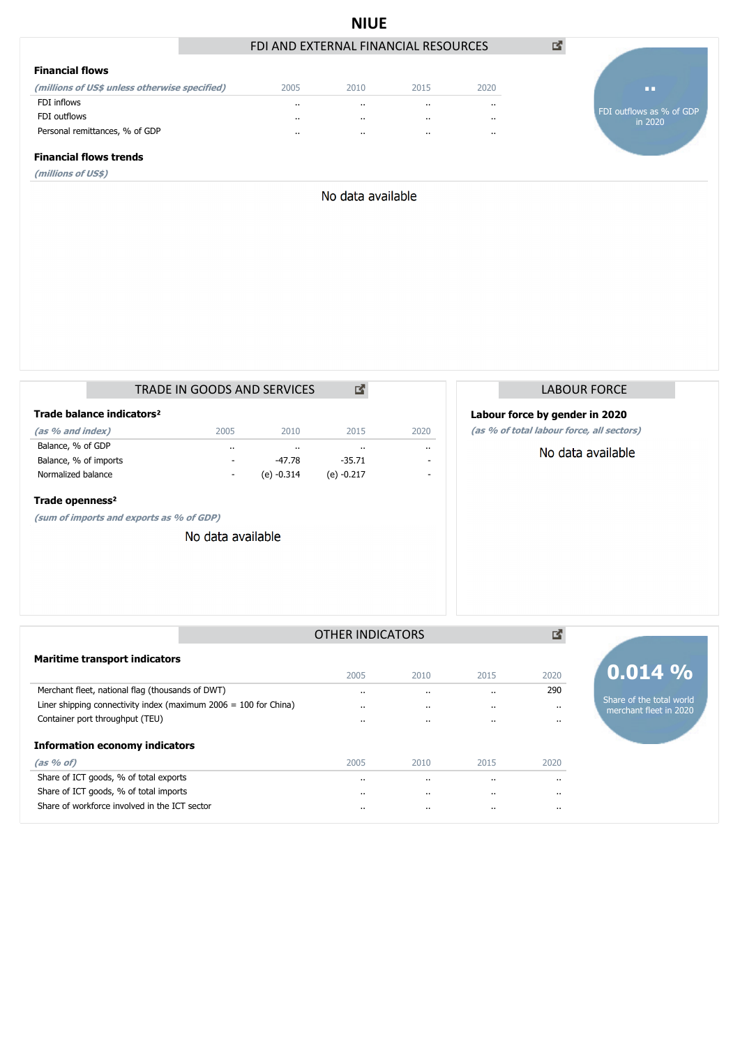# NIUE

## FDI AND EXTERNAL FINANCIAL RESOURCES

### Financial flows

| *(millions of US$ unless otherwise specified)* | 2005 | 2010 | 2015 | 2020 |
|---|---|---|---|---|
| FDI inflows | .. | .. | .. | .. |
| FDI outflows | .. | .. | .. | .. |
| Personal remittances, % of GDP | .. | .. | .. | .. |

**..**
FDI outflows as % of GDP in 2020

### Financial flows trends

*(millions of US$)*

No data available

## TRADE IN GOODS AND SERVICES

### Trade balance indicators²

| *(as % and index)* | 2005 | 2010 | 2015 | 2020 |
|---|---|---|---|---|
| Balance, % of GDP | .. | .. | .. | .. |
| Balance, % of imports | - | -47.78 | -35.71 | - |
| Normalized balance | - | (e) -0.314 | (e) -0.217 | - |

### Trade openness²

*(sum of imports and exports as % of GDP)*

No data available

## LABOUR FORCE

### Labour force by gender in 2020

*(as % of total labour force, all sectors)*

No data available

## OTHER INDICATORS

### Maritime transport indicators

| | 2005 | 2010 | 2015 | 2020 |
|---|---|---|---|---|
| Merchant fleet, national flag (thousands of DWT) | .. | .. | .. | 290 |
| Liner shipping connectivity index (maximum 2006 = 100 for China) | .. | .. | .. | .. |
| Container port throughput (TEU) | .. | .. | .. | .. |

**0.014 %**
Share of the total world merchant fleet in 2020

### Information economy indicators

| *(as % of)* | 2005 | 2010 | 2015 | 2020 |
|---|---|---|---|---|
| Share of ICT goods, % of total exports | .. | .. | .. | .. |
| Share of ICT goods, % of total imports | .. | .. | .. | .. |
| Share of workforce involved in the ICT sector | .. | .. | .. | .. |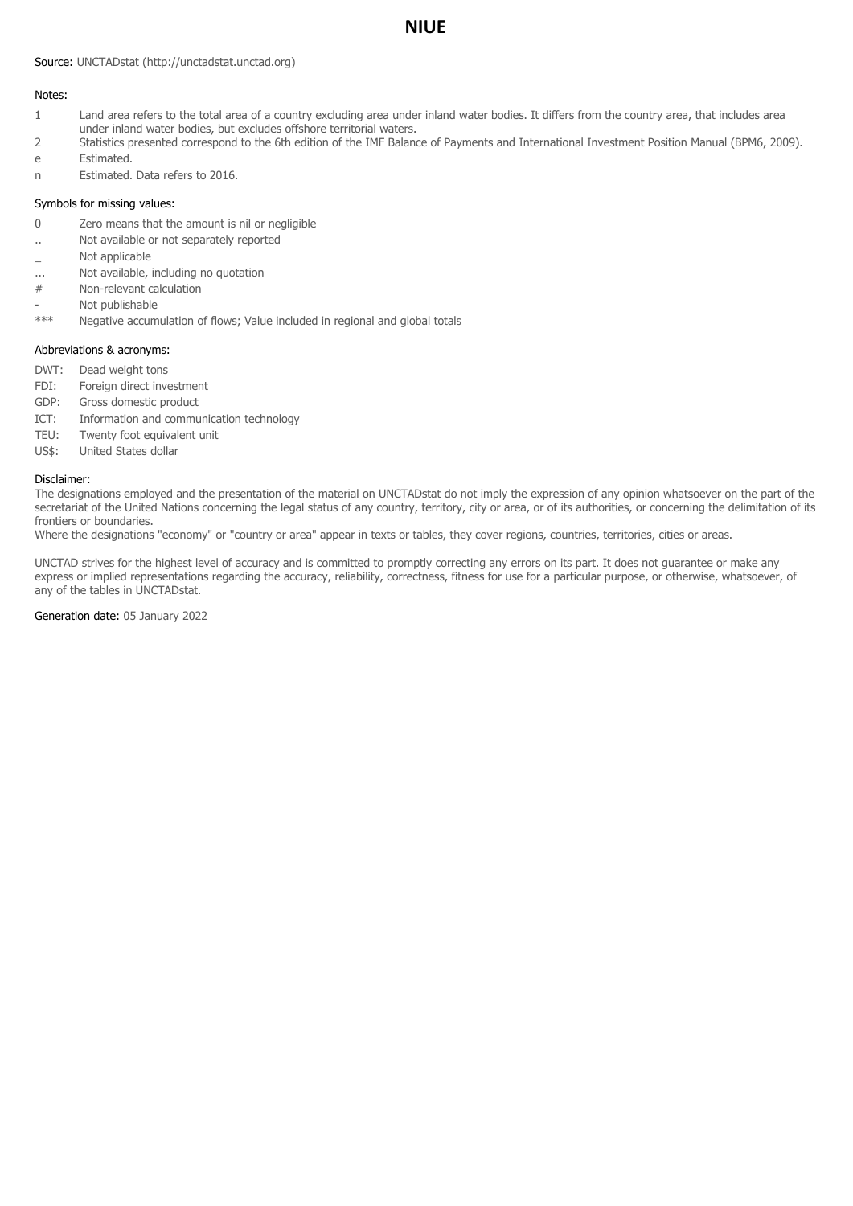# NIUE

Source: UNCTADstat (http://unctadstat.unctad.org)

Notes:

| | |
|---|---|
| 1 | Land area refers to the total area of a country excluding area under inland water bodies. It differs from the country area, that includes area under inland water bodies, but excludes offshore territorial waters. |
| 2 | Statistics presented correspond to the 6th edition of the IMF Balance of Payments and International Investment Position Manual (BPM6, 2009). |
| e | Estimated. |
| n | Estimated. Data refers to 2016. |

Symbols for missing values:

| | |
|---|---|
| 0 | Zero means that the amount is nil or negligible |
| .. | Not available or not separately reported |
| _ | Not applicable |
| ... | Not available, including no quotation |
| # | Non-relevant calculation |
| - | Not publishable |
| *** | Negative accumulation of flows; Value included in regional and global totals |

Abbreviations & acronyms:

| | |
|---|---|
| DWT: | Dead weight tons |
| FDI: | Foreign direct investment |
| GDP: | Gross domestic product |
| ICT: | Information and communication technology |
| TEU: | Twenty foot equivalent unit |
| US$: | United States dollar |

Disclaimer:
The designations employed and the presentation of the material on UNCTADstat do not imply the expression of any opinion whatsoever on the part of the secretariat of the United Nations concerning the legal status of any country, territory, city or area, or of its authorities, or concerning the delimitation of its frontiers or boundaries.
Where the designations "economy" or "country or area" appear in texts or tables, they cover regions, countries, territories, cities or areas.

UNCTAD strives for the highest level of accuracy and is committed to promptly correcting any errors on its part. It does not guarantee or make any express or implied representations regarding the accuracy, reliability, correctness, fitness for use for a particular purpose, or otherwise, whatsoever, of any of the tables in UNCTADstat.

Generation date: 05 January 2022